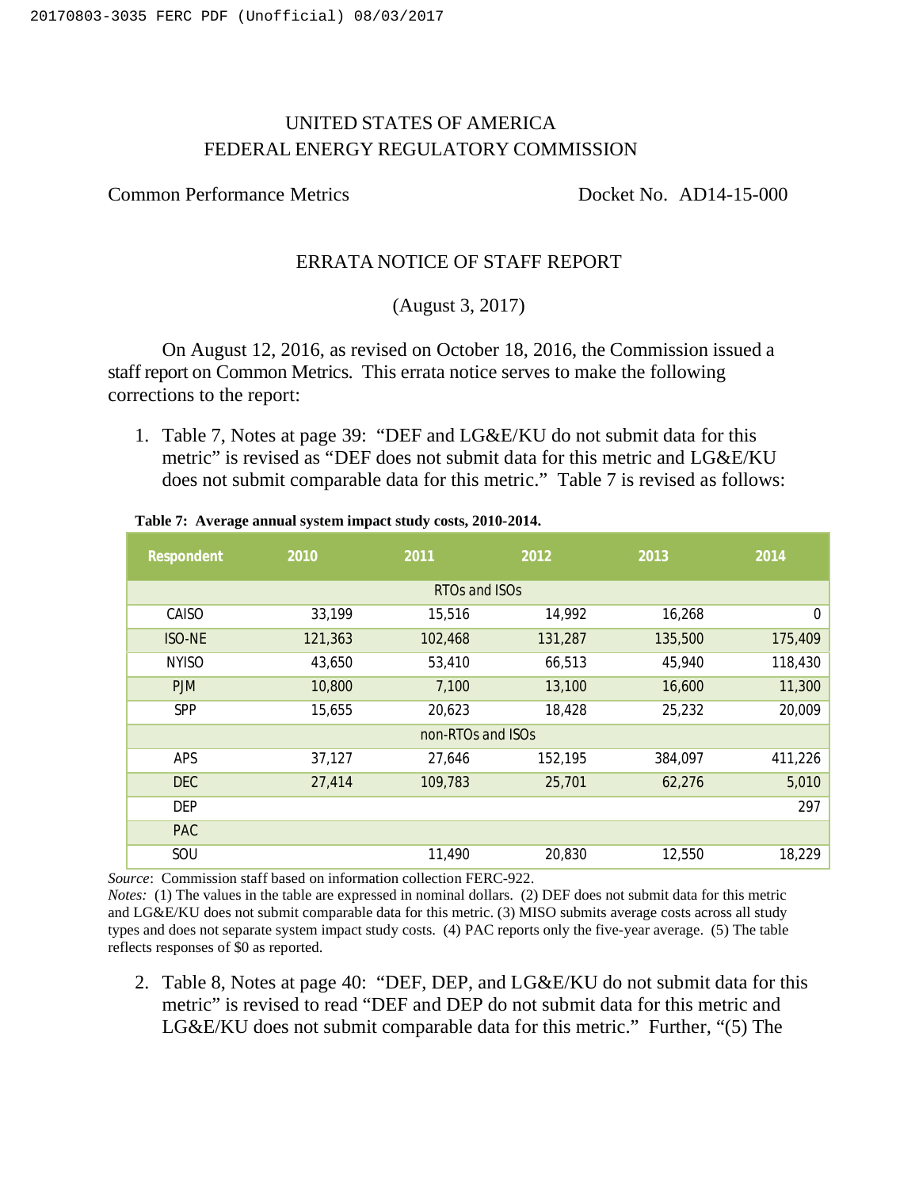UNITED STATES OF AMERICA
FEDERAL ENERGY REGULATORY COMMISSION

Common Performance Metrics Docket No. AD14-15-000

ERRATA NOTICE OF STAFF REPORT

(August 3, 2017)

On August 12, 2016, as revised on October 18, 2016, the Commission issued a staff report on Common Metrics. This errata notice serves to make the following corrections to the report:

1. Table 7, Notes at page 39: "DEF and LG&E/KU do not submit data for this metric" is revised as "DEF does not submit data for this metric and LG&E/KU does not submit comparable data for this metric." Table 7 is revised as follows:

**Table 7: Average annual system impact study costs, 2010-2014.**

| Respondent | 2010 | 2011 | 2012 | 2013 | 2014 |
|---|---|---|---|---|---|
| RTOs and ISOs | | | | | |
| CAISO | 33,199 | 15,516 | 14,992 | 16,268 | 0 |
| ISO-NE | 121,363 | 102,468 | 131,287 | 135,500 | 175,409 |
| NYISO | 43,650 | 53,410 | 66,513 | 45,940 | 118,430 |
| PJM | 10,800 | 7,100 | 13,100 | 16,600 | 11,300 |
| SPP | 15,655 | 20,623 | 18,428 | 25,232 | 20,009 |
| non-RTOs and ISOs | | | | | |
| APS | 37,127 | 27,646 | 152,195 | 384,097 | 411,226 |
| DEC | 27,414 | 109,783 | 25,701 | 62,276 | 5,010 |
| DEP | | | | | 297 |
| PAC | | | | | |
| SOU | | 11,490 | 20,830 | 12,550 | 18,229 |

*Source*: Commission staff based on information collection FERC-922.
*Notes:* (1) The values in the table are expressed in nominal dollars. (2) DEF does not submit data for this metric and LG&E/KU does not submit comparable data for this metric. (3) MISO submits average costs across all study types and does not separate system impact study costs. (4) PAC reports only the five-year average. (5) The table reflects responses of $0 as reported.

2. Table 8, Notes at page 40: "DEF, DEP, and LG&E/KU do not submit data for this metric" is revised to read "DEF and DEP do not submit data for this metric and LG&E/KU does not submit comparable data for this metric." Further, "(5) The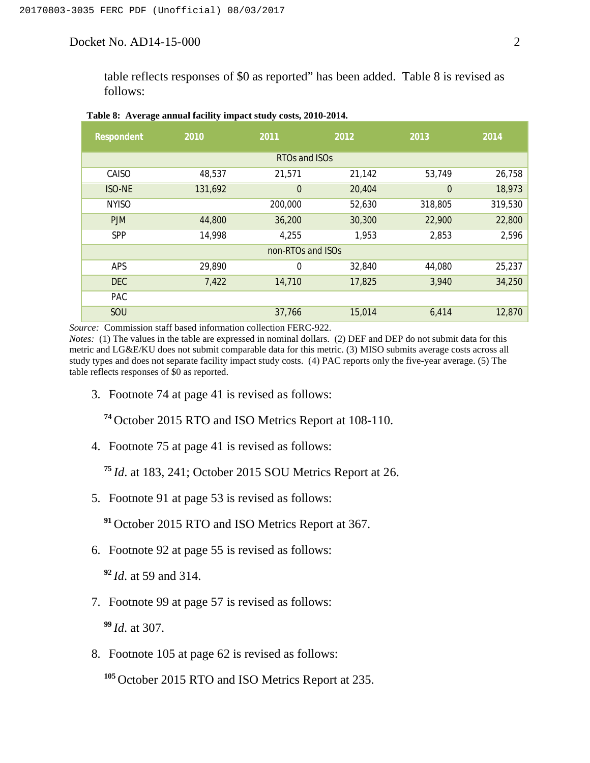table reflects responses of $0 as reported" has been added. Table 8 is revised as follows:

**Table 8: Average annual facility impact study costs, 2010-2014.**

| Respondent | 2010 | 2011 | 2012 | 2013 | 2014 |
|---|---|---|---|---|---|
| RTOs and ISOs | | | | | |
| CAISO | 48,537 | 21,571 | 21,142 | 53,749 | 26,758 |
| ISO-NE | 131,692 | 0 | 20,404 | 0 | 18,973 |
| NYISO | | 200,000 | 52,630 | 318,805 | 319,530 |
| PJM | 44,800 | 36,200 | 30,300 | 22,900 | 22,800 |
| SPP | 14,998 | 4,255 | 1,953 | 2,853 | 2,596 |
| non-RTOs and ISOs | | | | | |
| APS | 29,890 | 0 | 32,840 | 44,080 | 25,237 |
| DEC | 7,422 | 14,710 | 17,825 | 3,940 | 34,250 |
| PAC | | | | | |
| SOU | | 37,766 | 15,014 | 6,414 | 12,870 |

*Source:* Commission staff based information collection FERC-922.
*Notes:* (1) The values in the table are expressed in nominal dollars. (2) DEF and DEP do not submit data for this metric and LG&E/KU does not submit comparable data for this metric. (3) MISO submits average costs across all study types and does not separate facility impact study costs. (4) PAC reports only the five-year average. (5) The table reflects responses of $0 as reported.

3. Footnote 74 at page 41 is revised as follows:

   [74] October 2015 RTO and ISO Metrics Report at 108-110.

4. Footnote 75 at page 41 is revised as follows:

   [75] *Id*. at 183, 241; October 2015 SOU Metrics Report at 26.

5. Footnote 91 at page 53 is revised as follows:

   [91] October 2015 RTO and ISO Metrics Report at 367.

6. Footnote 92 at page 55 is revised as follows:

   [92] *Id*. at 59 and 314.

7. Footnote 99 at page 57 is revised as follows:

   [99] *Id*. at 307.

8. Footnote 105 at page 62 is revised as follows:

   [105] October 2015 RTO and ISO Metrics Report at 235.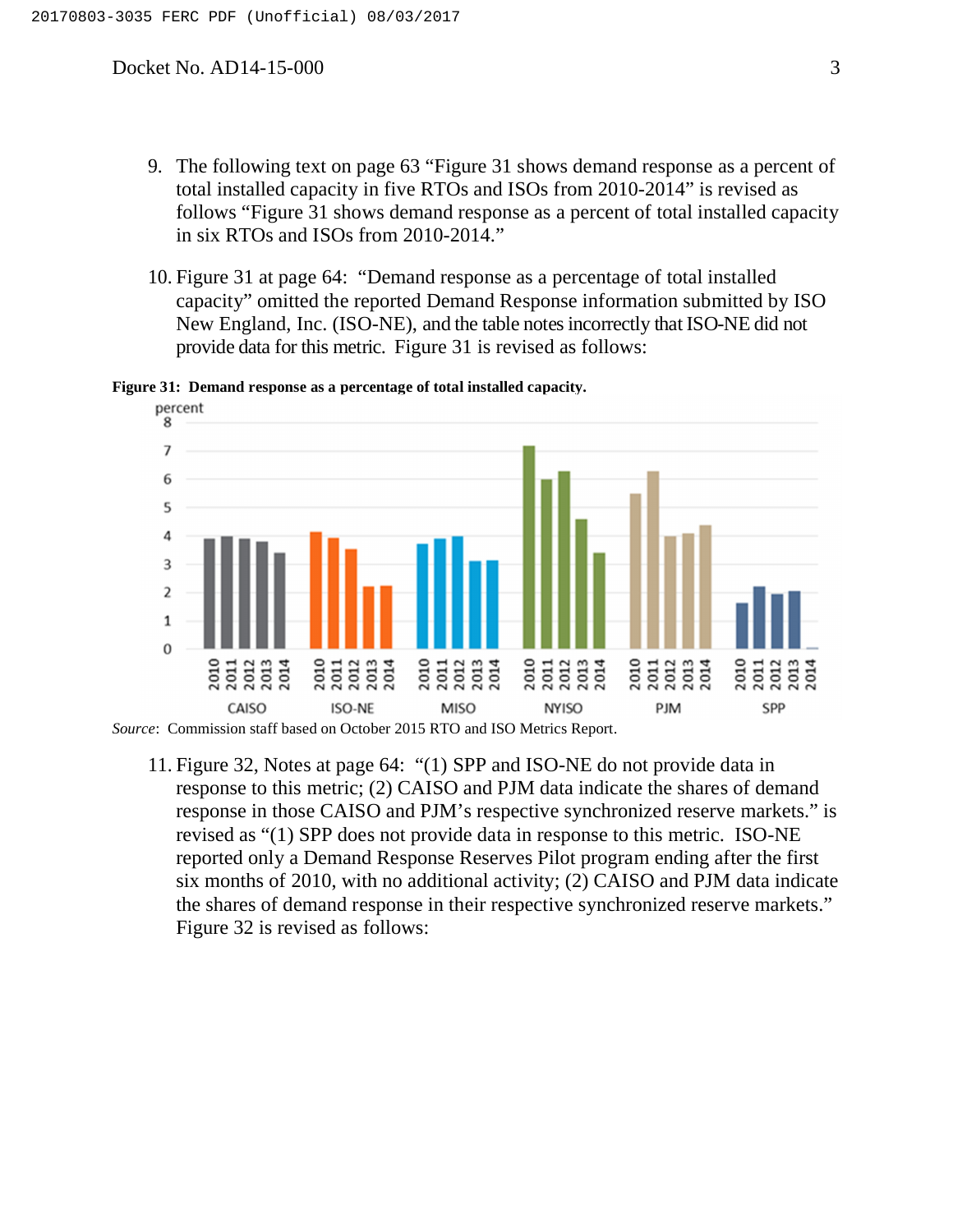9. The following text on page 63 "Figure 31 shows demand response as a percent of total installed capacity in five RTOs and ISOs from 2010-2014" is revised as follows "Figure 31 shows demand response as a percent of total installed capacity in six RTOs and ISOs from 2010-2014."

10. Figure 31 at page 64: "Demand response as a percentage of total installed capacity" omitted the reported Demand Response information submitted by ISO New England, Inc. (ISO-NE), and the table notes incorrectly that ISO-NE did not provide data for this metric. Figure 31 is revised as follows:

**Figure 31: Demand response as a percentage of total installed capacity.**

*Source*: Commission staff based on October 2015 RTO and ISO Metrics Report.

11. Figure 32, Notes at page 64: "(1) SPP and ISO-NE do not provide data in response to this metric; (2) CAISO and PJM data indicate the shares of demand response in those CAISO and PJM's respective synchronized reserve markets." is revised as "(1) SPP does not provide data in response to this metric. ISO-NE reported only a Demand Response Reserves Pilot program ending after the first six months of 2010, with no additional activity; (2) CAISO and PJM data indicate the shares of demand response in their respective synchronized reserve markets." Figure 32 is revised as follows: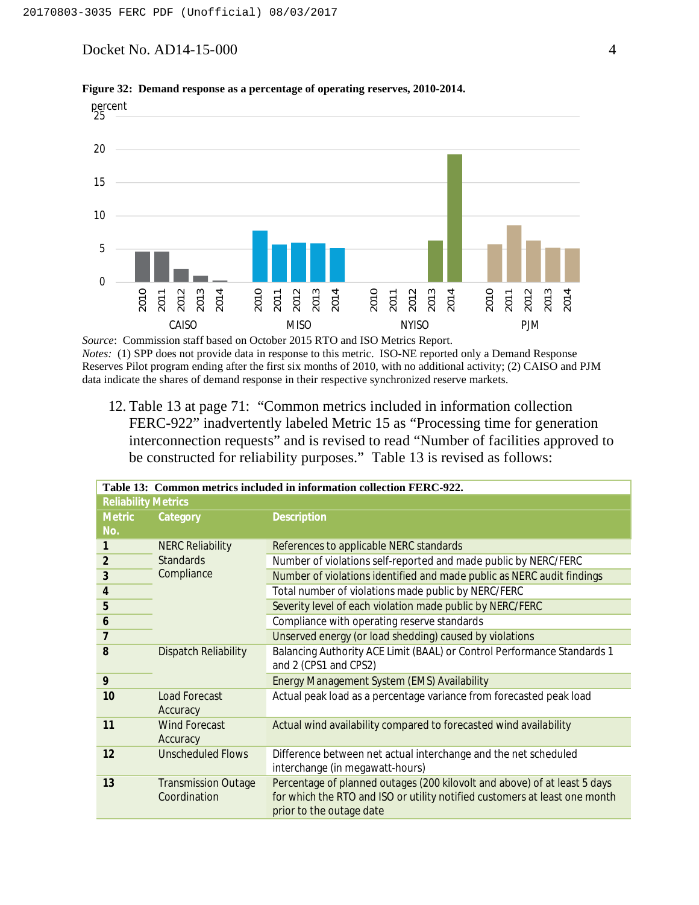**Figure 32: Demand response as a percentage of operating reserves, 2010-2014.**

*Source*: Commission staff based on October 2015 RTO and ISO Metrics Report.
*Notes:* (1) SPP does not provide data in response to this metric. ISO-NE reported only a Demand Response Reserves Pilot program ending after the first six months of 2010, with no additional activity; (2) CAISO and PJM data indicate the shares of demand response in their respective synchronized reserve markets.

12. Table 13 at page 71: "Common metrics included in information collection FERC-922" inadvertently labeled Metric 15 as "Processing time for generation interconnection requests" and is revised to read "Number of facilities approved to be constructed for reliability purposes." Table 13 is revised as follows:

**Table 13: Common metrics included in information collection FERC-922.**

| Reliability Metrics | | |
|---|---|---|
| **Metric No.** | **Category** | **Description** |
| **1** | NERC Reliability Standards Compliance | References to applicable NERC standards |
| **2** | | Number of violations self-reported and made public by NERC/FERC |
| **3** | | Number of violations identified and made public as NERC audit findings |
| **4** | | Total number of violations made public by NERC/FERC |
| **5** | | Severity level of each violation made public by NERC/FERC |
| **6** | | Compliance with operating reserve standards |
| **7** | | Unserved energy (or load shedding) caused by violations |
| **8** | Dispatch Reliability | Balancing Authority ACE Limit (BAAL) or Control Performance Standards 1 and 2 (CPS1 and CPS2) |
| **9** | | Energy Management System (EMS) Availability |
| **10** | Load Forecast Accuracy | Actual peak load as a percentage variance from forecasted peak load |
| **11** | Wind Forecast Accuracy | Actual wind availability compared to forecasted wind availability |
| **12** | Unscheduled Flows | Difference between net actual interchange and the net scheduled interchange (in megawatt-hours) |
| **13** | Transmission Outage Coordination | Percentage of planned outages (200 kilovolt and above) of at least 5 days for which the RTO and ISO or utility notified customers at least one month prior to the outage date |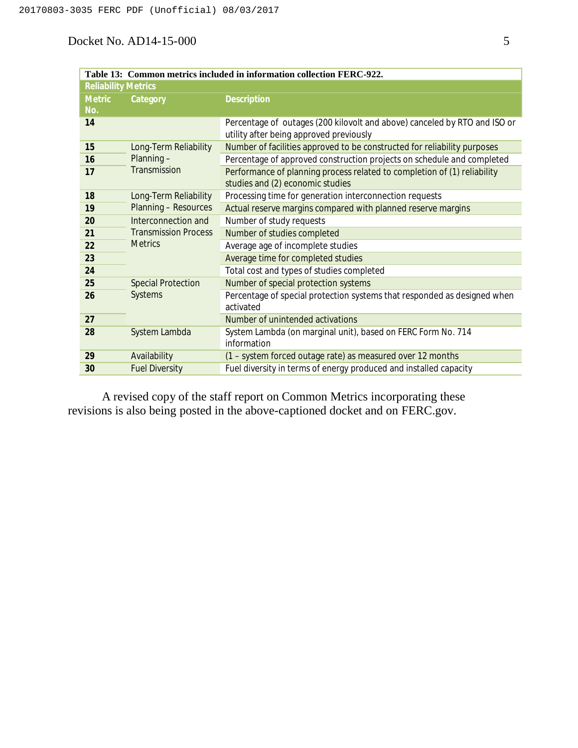| Table 13: Common metrics included in information collection FERC-922. | | |
|---|---|---|
| **Reliability Metrics** | | |
| **Metric No.** | **Category** | **Description** |
| 14 | | Percentage of outages (200 kilovolt and above) canceled by RTO and ISO or utility after being approved previously |
| 15 | Long-Term Reliability Planning – Transmission | Number of facilities approved to be constructed for reliability purposes |
| 16 | | Percentage of approved construction projects on schedule and completed |
| 17 | | Performance of planning process related to completion of (1) reliability studies and (2) economic studies |
| 18 | Long-Term Reliability Planning – Resources | Processing time for generation interconnection requests |
| 19 | | Actual reserve margins compared with planned reserve margins |
| 20 | Interconnection and Transmission Process Metrics | Number of study requests |
| 21 | | Number of studies completed |
| 22 | | Average age of incomplete studies |
| 23 | | Average time for completed studies |
| 24 | | Total cost and types of studies completed |
| 25 | Special Protection Systems | Number of special protection systems |
| 26 | | Percentage of special protection systems that responded as designed when activated |
| 27 | | Number of unintended activations |
| 28 | System Lambda | System Lambda (on marginal unit), based on FERC Form No. 714 information |
| 29 | Availability | (1 – system forced outage rate) as measured over 12 months |
| 30 | Fuel Diversity | Fuel diversity in terms of energy produced and installed capacity |

A revised copy of the staff report on Common Metrics incorporating these revisions is also being posted in the above-captioned docket and on FERC.gov.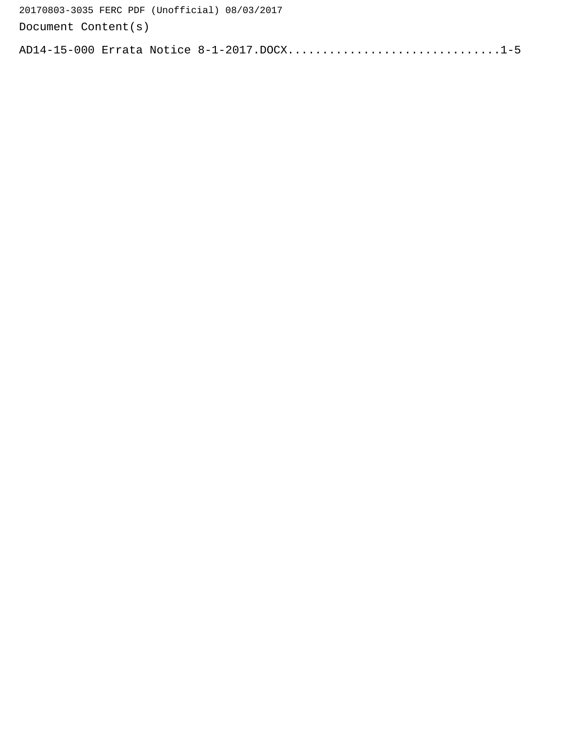20170803-3035 FERC PDF (Unofficial) 08/03/2017

Document Content(s)

AD14-15-000 Errata Notice 8-1-2017.DOCX...............................1-5